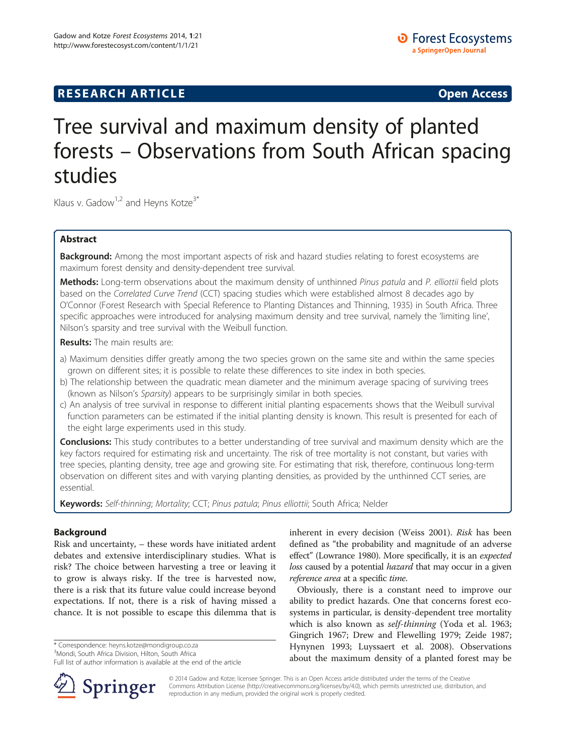RESEARCH ARTICLE Open Access

# Tree survival and maximum density of planted forests – Observations from South African spacing studies

Klaus v. Gadow[1,2] and Heyns Kotze[3*]

## Abstract

**Background:** Among the most important aspects of risk and hazard studies relating to forest ecosystems are maximum forest density and density-dependent tree survival.

**Methods:** Long-term observations about the maximum density of unthinned *Pinus patula* and *P. elliottii* field plots based on the *Correlated Curve Trend* (CCT) spacing studies which were established almost 8 decades ago by O'Connor (Forest Research with Special Reference to Planting Distances and Thinning, 1935) in South Africa. Three specific approaches were introduced for analysing maximum density and tree survival, namely the 'limiting line', Nilson's sparsity and tree survival with the Weibull function.

**Results:** The main results are:

a) Maximum densities differ greatly among the two species grown on the same site and within the same species grown on different sites; it is possible to relate these differences to site index in both species.

b) The relationship between the quadratic mean diameter and the minimum average spacing of surviving trees (known as Nilson's *Sparsity*) appears to be surprisingly similar in both species.

c) An analysis of tree survival in response to different initial planting espacements shows that the Weibull survival function parameters can be estimated if the initial planting density is known. This result is presented for each of the eight large experiments used in this study.

**Conclusions:** This study contributes to a better understanding of tree survival and maximum density which are the key factors required for estimating risk and uncertainty. The risk of tree mortality is not constant, but varies with tree species, planting density, tree age and growing site. For estimating that risk, therefore, continuous long-term observation on different sites and with varying planting densities, as provided by the unthinned CCT series, are essential.

**Keywords:** *Self-thinning*; *Mortality*; CCT; *Pinus patula*; *Pinus elliottii*; South Africa; Nelder

## Background

Risk and uncertainty, – these words have initiated ardent debates and extensive interdisciplinary studies. What is risk? The choice between harvesting a tree or leaving it to grow is always risky. If the tree is harvested now, there is a risk that its future value could increase beyond expectations. If not, there is a risk of having missed a chance. It is not possible to escape this dilemma that is inherent in every decision (Weiss 2001). *Risk* has been defined as "the probability and magnitude of an adverse effect" (Lowrance 1980). More specifically, it is an *expected loss* caused by a potential *hazard* that may occur in a given *reference area* at a specific *time*.

Obviously, there is a constant need to improve our ability to predict hazards. One that concerns forest ecosystems in particular, is density-dependent tree mortality which is also known as *self-thinning* (Yoda et al. 1963; Gingrich 1967; Drew and Flewelling 1979; Zeide 1987; Hynynen 1993; Luyssaert et al. 2008). Observations about the maximum density of a planted forest may be

\* Correspondence: heyns.kotze@mondigroup.co.za
[3]Mondi, South Africa Division, Hilton, South Africa
Full list of author information is available at the end of the article

© 2014 Gadow and Kotze; licensee Springer. This is an Open Access article distributed under the terms of the Creative Commons Attribution License (http://creativecommons.org/licenses/by/4.0), which permits unrestricted use, distribution, and reproduction in any medium, provided the original work is properly credited.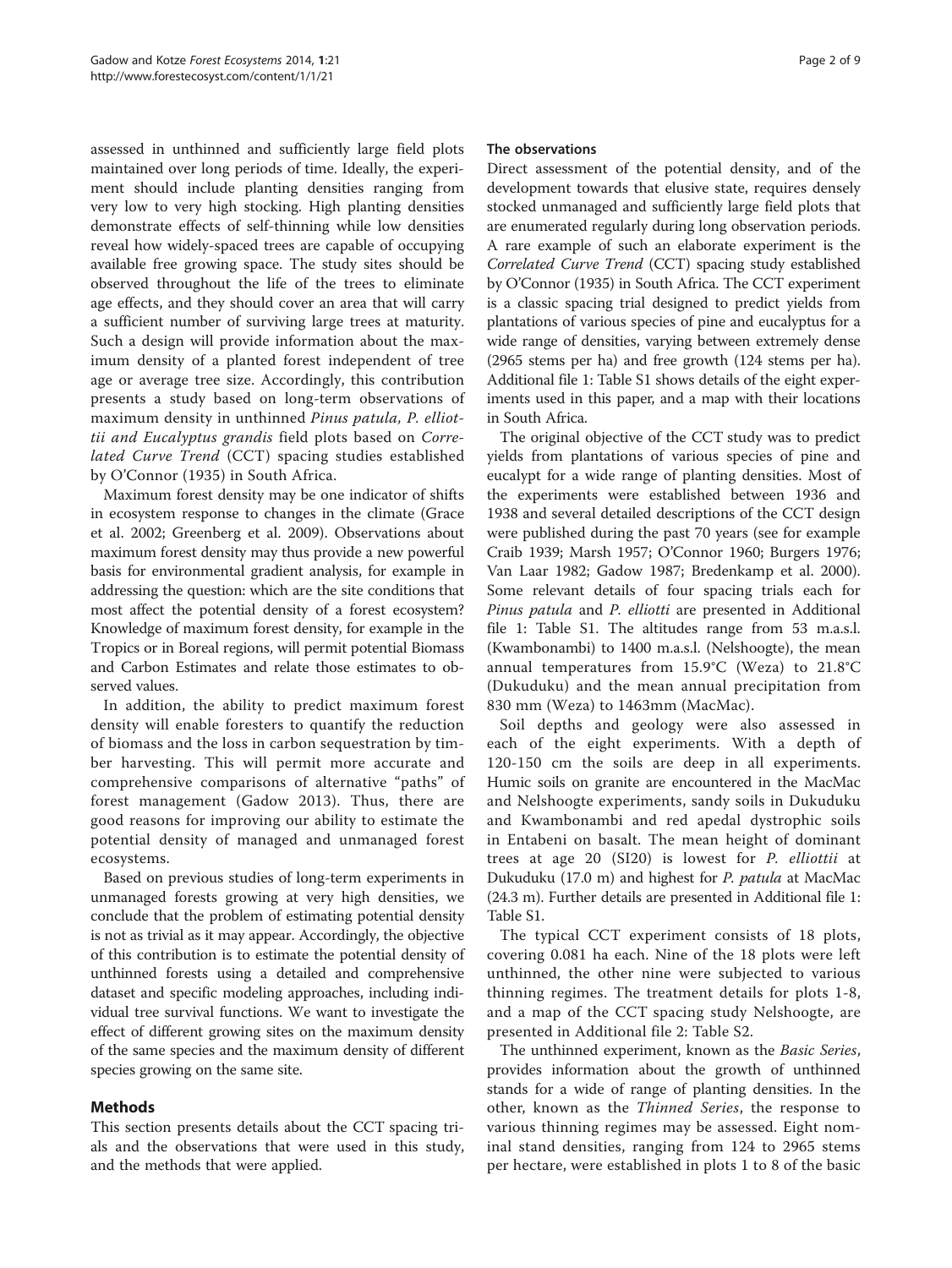assessed in unthinned and sufficiently large field plots maintained over long periods of time. Ideally, the experiment should include planting densities ranging from very low to very high stocking. High planting densities demonstrate effects of self-thinning while low densities reveal how widely-spaced trees are capable of occupying available free growing space. The study sites should be observed throughout the life of the trees to eliminate age effects, and they should cover an area that will carry a sufficient number of surviving large trees at maturity. Such a design will provide information about the maximum density of a planted forest independent of tree age or average tree size. Accordingly, this contribution presents a study based on long-term observations of maximum density in unthinned *Pinus patula, P. elliottii and Eucalyptus grandis* field plots based on *Correlated Curve Trend* (CCT) spacing studies established by O'Connor (1935) in South Africa.

Maximum forest density may be one indicator of shifts in ecosystem response to changes in the climate (Grace et al. 2002; Greenberg et al. 2009). Observations about maximum forest density may thus provide a new powerful basis for environmental gradient analysis, for example in addressing the question: which are the site conditions that most affect the potential density of a forest ecosystem? Knowledge of maximum forest density, for example in the Tropics or in Boreal regions, will permit potential Biomass and Carbon Estimates and relate those estimates to observed values.

In addition, the ability to predict maximum forest density will enable foresters to quantify the reduction of biomass and the loss in carbon sequestration by timber harvesting. This will permit more accurate and comprehensive comparisons of alternative "paths" of forest management (Gadow 2013). Thus, there are good reasons for improving our ability to estimate the potential density of managed and unmanaged forest ecosystems.

Based on previous studies of long-term experiments in unmanaged forests growing at very high densities, we conclude that the problem of estimating potential density is not as trivial as it may appear. Accordingly, the objective of this contribution is to estimate the potential density of unthinned forests using a detailed and comprehensive dataset and specific modeling approaches, including individual tree survival functions. We want to investigate the effect of different growing sites on the maximum density of the same species and the maximum density of different species growing on the same site.

## Methods

This section presents details about the CCT spacing trials and the observations that were used in this study, and the methods that were applied.

### The observations

Direct assessment of the potential density, and of the development towards that elusive state, requires densely stocked unmanaged and sufficiently large field plots that are enumerated regularly during long observation periods. A rare example of such an elaborate experiment is the *Correlated Curve Trend* (CCT) spacing study established by O'Connor (1935) in South Africa. The CCT experiment is a classic spacing trial designed to predict yields from plantations of various species of pine and eucalyptus for a wide range of densities, varying between extremely dense (2965 stems per ha) and free growth (124 stems per ha). Additional file 1: Table S1 shows details of the eight experiments used in this paper, and a map with their locations in South Africa.

The original objective of the CCT study was to predict yields from plantations of various species of pine and eucalypt for a wide range of planting densities. Most of the experiments were established between 1936 and 1938 and several detailed descriptions of the CCT design were published during the past 70 years (see for example Craib 1939; Marsh 1957; O'Connor 1960; Burgers 1976; Van Laar 1982; Gadow 1987; Bredenkamp et al. 2000). Some relevant details of four spacing trials each for *Pinus patula* and *P. elliotti* are presented in Additional file 1: Table S1. The altitudes range from 53 m.a.s.l. (Kwambonambi) to 1400 m.a.s.l. (Nelshoogte), the mean annual temperatures from 15.9°C (Weza) to 21.8°C (Dukuduku) and the mean annual precipitation from 830 mm (Weza) to 1463mm (MacMac).

Soil depths and geology were also assessed in each of the eight experiments. With a depth of 120-150 cm the soils are deep in all experiments. Humic soils on granite are encountered in the MacMac and Nelshoogte experiments, sandy soils in Dukuduku and Kwambonambi and red apedal dystrophic soils in Entabeni on basalt. The mean height of dominant trees at age 20 (SI20) is lowest for *P. elliottii* at Dukuduku (17.0 m) and highest for *P. patula* at MacMac (24.3 m). Further details are presented in Additional file 1: Table S1.

The typical CCT experiment consists of 18 plots, covering 0.081 ha each. Nine of the 18 plots were left unthinned, the other nine were subjected to various thinning regimes. The treatment details for plots 1-8, and a map of the CCT spacing study Nelshoogte, are presented in Additional file 2: Table S2.

The unthinned experiment, known as the *Basic Series*, provides information about the growth of unthinned stands for a wide of range of planting densities. In the other, known as the *Thinned Series*, the response to various thinning regimes may be assessed. Eight nominal stand densities, ranging from 124 to 2965 stems per hectare, were established in plots 1 to 8 of the basic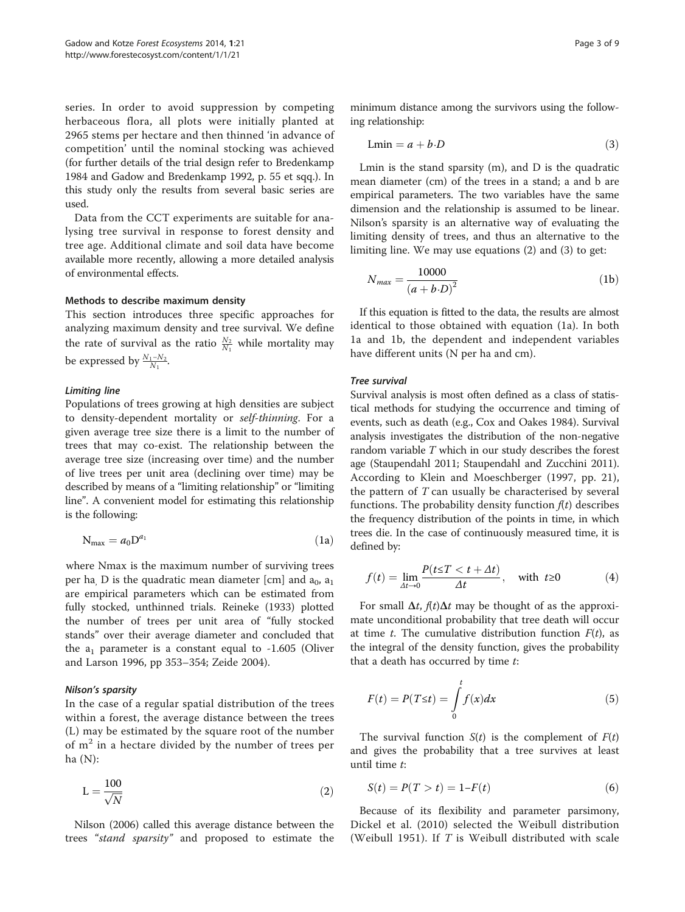series. In order to avoid suppression by competing herbaceous flora, all plots were initially planted at 2965 stems per hectare and then thinned 'in advance of competition' until the nominal stocking was achieved (for further details of the trial design refer to Bredenkamp 1984 and Gadow and Bredenkamp 1992, p. 55 et sqq.). In this study only the results from several basic series are used.

Data from the CCT experiments are suitable for analysing tree survival in response to forest density and tree age. Additional climate and soil data have become available more recently, allowing a more detailed analysis of environmental effects.

### Methods to describe maximum density

This section introduces three specific approaches for analyzing maximum density and tree survival. We define the rate of survival as the ratio $\frac{N_2}{N_1}$ while mortality may be expressed by $\frac{N_1 - N_2}{N_1}$.

#### *Limiting line*

Populations of trees growing at high densities are subject to density-dependent mortality or *self-thinning*. For a given average tree size there is a limit to the number of trees that may co-exist. The relationship between the average tree size (increasing over time) and the number of live trees per unit area (declining over time) may be described by means of a "limiting relationship" or "limiting line". A convenient model for estimating this relationship is the following:

$$\mathrm{N_{max}} = a_0 \mathrm{D}^{a_1} \tag{1a}$$

where Nmax is the maximum number of surviving trees per ha, D is the quadratic mean diameter [cm] and $a_0$, $a_1$ are empirical parameters which can be estimated from fully stocked, unthinned trials. Reineke (1933) plotted the number of trees per unit area of "fully stocked stands" over their average diameter and concluded that the $a_1$ parameter is a constant equal to -1.605 (Oliver and Larson 1996, pp 353–354; Zeide 2004).

#### *Nilson's sparsity*

In the case of a regular spatial distribution of the trees within a forest, the average distance between the trees (L) may be estimated by the square root of the number of $m^2$ in a hectare divided by the number of trees per ha (N):

$$\mathrm{L} = \frac{100}{\sqrt{N}} \tag{2}$$

Nilson (2006) called this average distance between the trees "*stand sparsity*" and proposed to estimate the minimum distance among the survivors using the following relationship:

$$\mathrm{Lmin} = a + b \cdot D \tag{3}$$

Lmin is the stand sparsity (m), and D is the quadratic mean diameter (cm) of the trees in a stand; a and b are empirical parameters. The two variables have the same dimension and the relationship is assumed to be linear. Nilson's sparsity is an alternative way of evaluating the limiting density of trees, and thus an alternative to the limiting line. We may use equations (2) and (3) to get:

$$N_{max} = \frac{10000}{(a + b \cdot D)^2} \tag{1b}$$

If this equation is fitted to the data, the results are almost identical to those obtained with equation (1a). In both 1a and 1b, the dependent and independent variables have different units (N per ha and cm).

#### *Tree survival*

Survival analysis is most often defined as a class of statistical methods for studying the occurrence and timing of events, such as death (e.g., Cox and Oakes 1984). Survival analysis investigates the distribution of the non-negative random variable *T* which in our study describes the forest age (Staupendahl 2011; Staupendahl and Zucchini 2011). According to Klein and Moeschberger (1997, pp. 21), the pattern of *T* can usually be characterised by several functions. The probability density function $f(t)$ describes the frequency distribution of the points in time, in which trees die. In the case of continuously measured time, it is defined by:

$$f(t) = \lim_{\Delta t \to 0} \frac{P(t \leq T < t + \Delta t)}{\Delta t}, \quad \text{with } t \geq 0 \tag{4}$$

For small $\Delta t$, $f(t)\Delta t$ may be thought of as the approximate unconditional probability that tree death will occur at time *t*. The cumulative distribution function $F(t)$, as the integral of the density function, gives the probability that a death has occurred by time *t*:

$$F(t) = P(T \leq t) = \int_0^t f(x)dx \tag{5}$$

The survival function $S(t)$ is the complement of $F(t)$ and gives the probability that a tree survives at least until time *t*:

$$S(t) = P(T > t) = 1 - F(t) \tag{6}$$

Because of its flexibility and parameter parsimony, Dickel et al. (2010) selected the Weibull distribution (Weibull 1951). If *T* is Weibull distributed with scale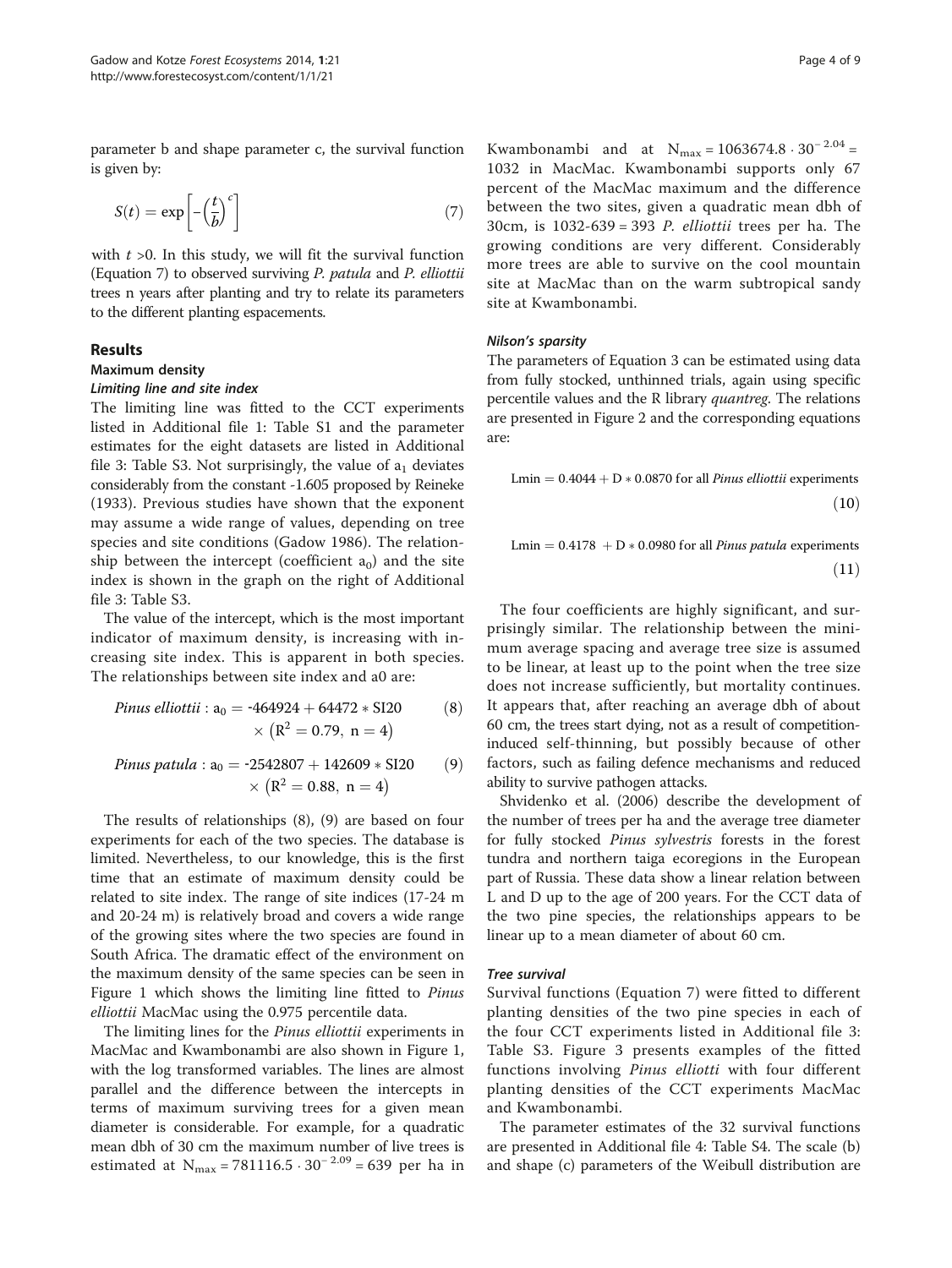parameter b and shape parameter c, the survival function is given by:

$$S(t) = \exp\left[-\left(\frac{t}{b}\right)^{c}\right] \tag{7}$$

with $t > 0$. In this study, we will fit the survival function (Equation 7) to observed surviving *P. patula* and *P. elliottii* trees n years after planting and try to relate its parameters to the different planting espacements.

## Results

### Maximum density

#### *Limiting line and site index*

The limiting line was fitted to the CCT experiments listed in Additional file 1: Table S1 and the parameter estimates for the eight datasets are listed in Additional file 3: Table S3. Not surprisingly, the value of $a_1$ deviates considerably from the constant -1.605 proposed by Reineke (1933). Previous studies have shown that the exponent may assume a wide range of values, depending on tree species and site conditions (Gadow 1986). The relationship between the intercept (coefficient $a_0$) and the site index is shown in the graph on the right of Additional file 3: Table S3.

The value of the intercept, which is the most important indicator of maximum density, is increasing with increasing site index. This is apparent in both species. The relationships between site index and a0 are:

$$\textit{Pinus elliottii}: a_0 = -464924 + 64472 * \mathrm{SI20} \times \left(R^2 = 0.79,\ n = 4\right) \tag{8}$$

$$\textit{Pinus patula}: a_0 = -2542807 + 142609 * \mathrm{SI20} \times \left(R^2 = 0.88,\ n = 4\right) \tag{9}$$

The results of relationships (8), (9) are based on four experiments for each of the two species. The database is limited. Nevertheless, to our knowledge, this is the first time that an estimate of maximum density could be related to site index. The range of site indices (17-24 m and 20-24 m) is relatively broad and covers a wide range of the growing sites where the two species are found in South Africa. The dramatic effect of the environment on the maximum density of the same species can be seen in Figure 1 which shows the limiting line fitted to *Pinus elliottii* MacMac using the 0.975 percentile data.

The limiting lines for the *Pinus elliottii* experiments in MacMac and Kwambonambi are also shown in Figure 1, with the log transformed variables. The lines are almost parallel and the difference between the intercepts in terms of maximum surviving trees for a given mean diameter is considerable. For example, for a quadratic mean dbh of 30 cm the maximum number of live trees is estimated at $N_{max} = 781116.5 \cdot 30^{-2.09} = 639$ per ha in Kwambonambi and at $N_{max} = 1063674.8 \cdot 30^{-2.04} = 1032$ in MacMac. Kwambonambi supports only 67 percent of the MacMac maximum and the difference between the two sites, given a quadratic mean dbh of 30cm, is 1032-639 = 393 *P. elliottii* trees per ha. The growing conditions are very different. Considerably more trees are able to survive on the cool mountain site at MacMac than on the warm subtropical sandy site at Kwambonambi.

#### *Nilson's sparsity*

The parameters of Equation 3 can be estimated using data from fully stocked, unthinned trials, again using specific percentile values and the R library *quantreg*. The relations are presented in Figure 2 and the corresponding equations are:

$$\mathrm{Lmin} = 0.4044 + D * 0.0870 \text{ for all } \textit{Pinus elliottii} \text{ experiments} \tag{10}$$

$$\mathrm{Lmin} = 0.4178 + D * 0.0980 \text{ for all } \textit{Pinus patula} \text{ experiments} \tag{11}$$

The four coefficients are highly significant, and surprisingly similar. The relationship between the minimum average spacing and average tree size is assumed to be linear, at least up to the point when the tree size does not increase sufficiently, but mortality continues. It appears that, after reaching an average dbh of about 60 cm, the trees start dying, not as a result of competition-induced self-thinning, but possibly because of other factors, such as failing defence mechanisms and reduced ability to survive pathogen attacks.

Shvidenko et al. (2006) describe the development of the number of trees per ha and the average tree diameter for fully stocked *Pinus sylvestris* forests in the forest tundra and northern taiga ecoregions in the European part of Russia. These data show a linear relation between L and D up to the age of 200 years. For the CCT data of the two pine species, the relationships appears to be linear up to a mean diameter of about 60 cm.

#### *Tree survival*

Survival functions (Equation 7) were fitted to different planting densities of the two pine species in each of the four CCT experiments listed in Additional file 3: Table S3. Figure 3 presents examples of the fitted functions involving *Pinus elliotti* with four different planting densities of the CCT experiments MacMac and Kwambonambi.

The parameter estimates of the 32 survival functions are presented in Additional file 4: Table S4. The scale (b) and shape (c) parameters of the Weibull distribution are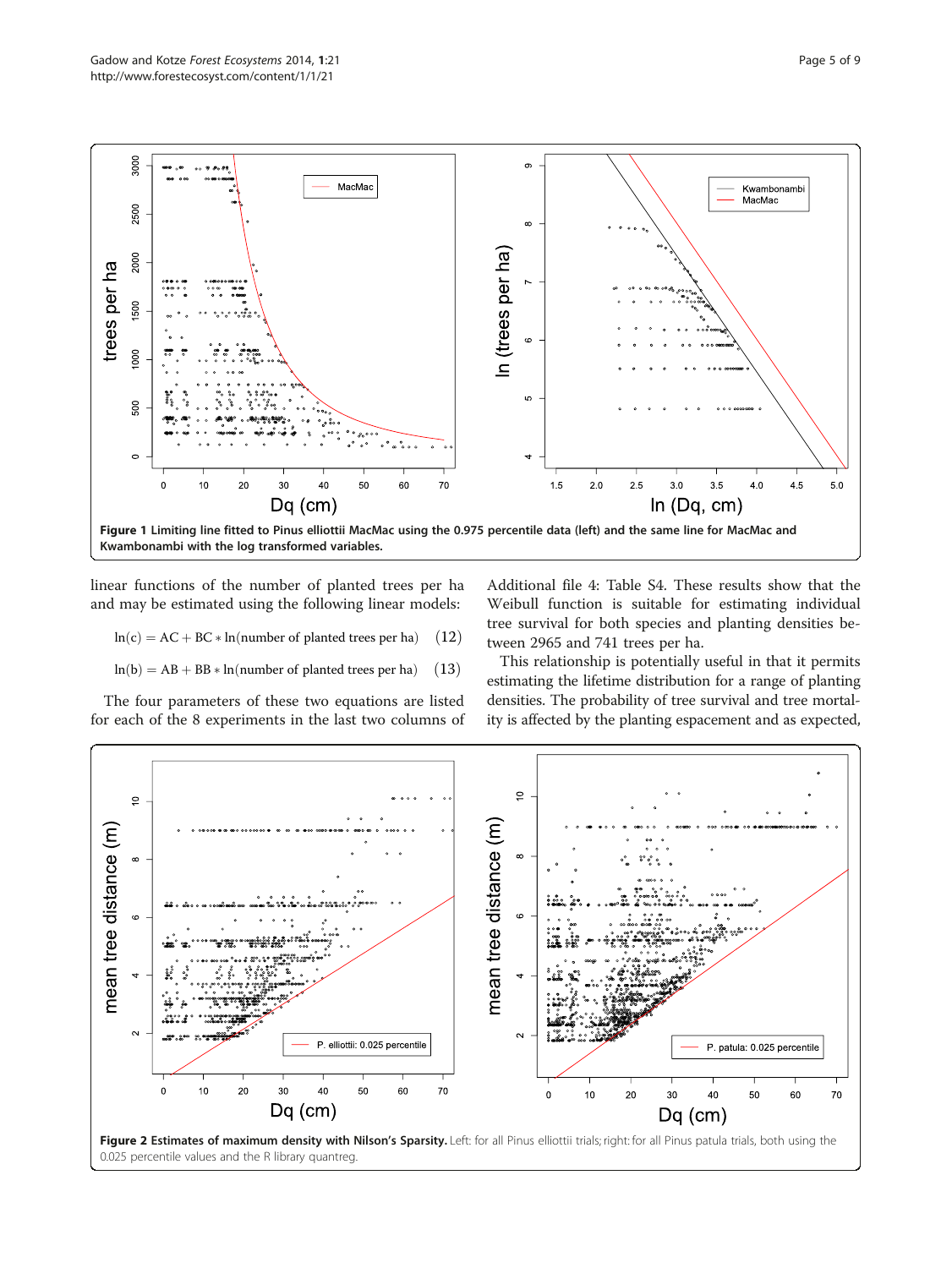Figure 1 Limiting line fitted to Pinus elliottii MacMac using the 0.975 percentile data (left) and the same line for MacMac and Kwambonambi with the log transformed variables.

linear functions of the number of planted trees per ha and may be estimated using the following linear models:

$$\ln(c) = AC + BC * \ln(\text{number of planted trees per ha}) \quad (12)$$

$$\ln(b) = AB + BB * \ln(\text{number of planted trees per ha}) \quad (13)$$

The four parameters of these two equations are listed for each of the 8 experiments in the last two columns of Additional file 4: Table S4. These results show that the Weibull function is suitable for estimating individual tree survival for both species and planting densities between 2965 and 741 trees per ha.

This relationship is potentially useful in that it permits estimating the lifetime distribution for a range of planting densities. The probability of tree survival and tree mortality is affected by the planting espacement and as expected,

**Figure 2 Estimates of maximum density with Nilson's Sparsity.** Left: for all Pinus elliottii trials; right: for all Pinus patula trials, both using the 0.025 percentile values and the R library quantreg.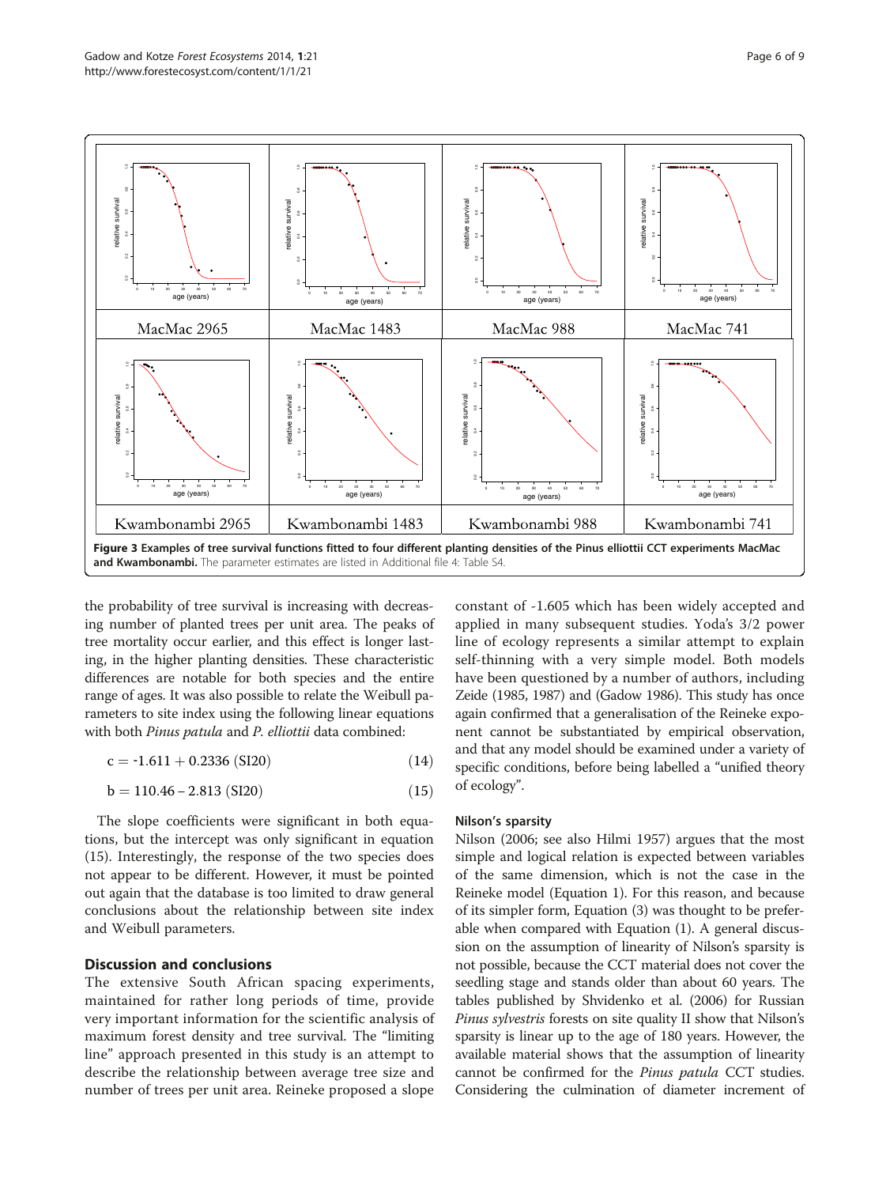Figure 3 Examples of tree survival functions fitted to four different planting densities of the Pinus elliottii CCT experiments MacMac and Kwambonambi. The parameter estimates are listed in Additional file 4: Table S4.

the probability of tree survival is increasing with decreasing number of planted trees per unit area. The peaks of tree mortality occur earlier, and this effect is longer lasting, in the higher planting densities. These characteristic differences are notable for both species and the entire range of ages. It was also possible to relate the Weibull parameters to site index using the following linear equations with both *Pinus patula* and *P. elliottii* data combined:

$$c = -1.611 + 0.2336\ (SI20) \tag{14}$$

$$b = 110.46 - 2.813\ (SI20) \tag{15}$$

The slope coefficients were significant in both equations, but the intercept was only significant in equation (15). Interestingly, the response of the two species does not appear to be different. However, it must be pointed out again that the database is too limited to draw general conclusions about the relationship between site index and Weibull parameters.

## Discussion and conclusions

The extensive South African spacing experiments, maintained for rather long periods of time, provide very important information for the scientific analysis of maximum forest density and tree survival. The "limiting line" approach presented in this study is an attempt to describe the relationship between average tree size and number of trees per unit area. Reineke proposed a slope constant of -1.605 which has been widely accepted and applied in many subsequent studies. Yoda's 3/2 power line of ecology represents a similar attempt to explain self-thinning with a very simple model. Both models have been questioned by a number of authors, including Zeide (1985, 1987) and (Gadow 1986). This study has once again confirmed that a generalisation of the Reineke exponent cannot be substantiated by empirical observation, and that any model should be examined under a variety of specific conditions, before being labelled a "unified theory of ecology".

### Nilson's sparsity

Nilson (2006; see also Hilmi 1957) argues that the most simple and logical relation is expected between variables of the same dimension, which is not the case in the Reineke model (Equation 1). For this reason, and because of its simpler form, Equation (3) was thought to be preferable when compared with Equation (1). A general discussion on the assumption of linearity of Nilson's sparsity is not possible, because the CCT material does not cover the seedling stage and stands older than about 60 years. The tables published by Shvidenko et al. (2006) for Russian *Pinus sylvestris* forests on site quality II show that Nilson's sparsity is linear up to the age of 180 years. However, the available material shows that the assumption of linearity cannot be confirmed for the *Pinus patula* CCT studies. Considering the culmination of diameter increment of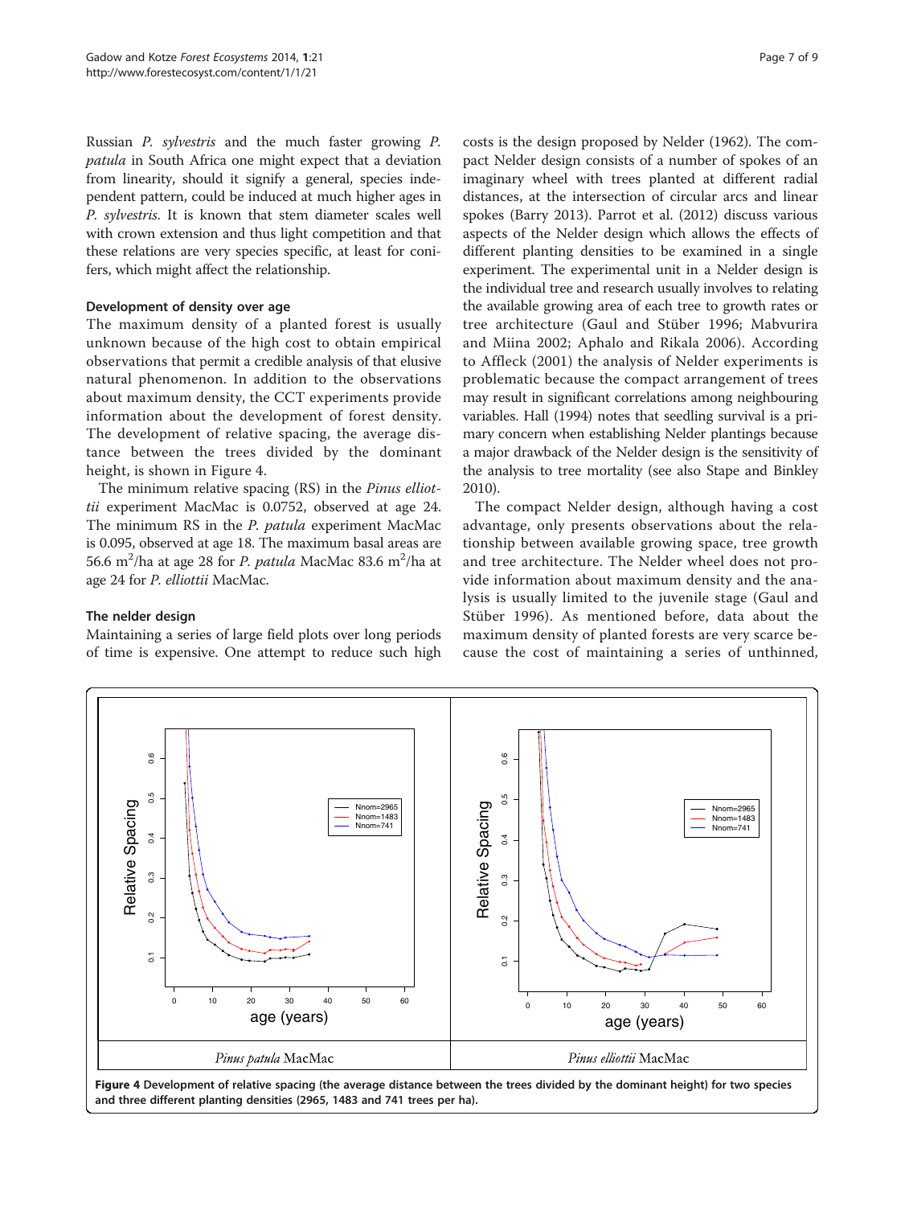Russian *P. sylvestris* and the much faster growing *P. patula* in South Africa one might expect that a deviation from linearity, should it signify a general, species independent pattern, could be induced at much higher ages in *P. sylvestris*. It is known that stem diameter scales well with crown extension and thus light competition and that these relations are very species specific, at least for conifers, which might affect the relationship.

### Development of density over age

The maximum density of a planted forest is usually unknown because of the high cost to obtain empirical observations that permit a credible analysis of that elusive natural phenomenon. In addition to the observations about maximum density, the CCT experiments provide information about the development of forest density. The development of relative spacing, the average distance between the trees divided by the dominant height, is shown in Figure 4.

The minimum relative spacing (RS) in the *Pinus elliottii* experiment MacMac is 0.0752, observed at age 24. The minimum RS in the *P. patula* experiment MacMac is 0.095, observed at age 18. The maximum basal areas are 56.6 $m^2$/ha at age 28 for *P. patula* MacMac 83.6 $m^2$/ha at age 24 for *P. elliottii* MacMac.

### The nelder design

Maintaining a series of large field plots over long periods of time is expensive. One attempt to reduce such high costs is the design proposed by Nelder (1962). The compact Nelder design consists of a number of spokes of an imaginary wheel with trees planted at different radial distances, at the intersection of circular arcs and linear spokes (Barry 2013). Parrot et al. (2012) discuss various aspects of the Nelder design which allows the effects of different planting densities to be examined in a single experiment. The experimental unit in a Nelder design is the individual tree and research usually involves to relating the available growing area of each tree to growth rates or tree architecture (Gaul and Stüber 1996; Mabvurira and Miina 2002; Aphalo and Rikala 2006). According to Affleck (2001) the analysis of Nelder experiments is problematic because the compact arrangement of trees may result in significant correlations among neighbouring variables. Hall (1994) notes that seedling survival is a primary concern when establishing Nelder plantings because a major drawback of the Nelder design is the sensitivity of the analysis to tree mortality (see also Stape and Binkley 2010).

The compact Nelder design, although having a cost advantage, only presents observations about the relationship between available growing space, tree growth and tree architecture. The Nelder wheel does not provide information about maximum density and the analysis is usually limited to the juvenile stage (Gaul and Stüber 1996). As mentioned before, data about the maximum density of planted forests are very scarce because the cost of maintaining a series of unthinned,

**Figure 4** Development of relative spacing (the average distance between the trees divided by the dominant height) for two species and three different planting densities (2965, 1483 and 741 trees per ha).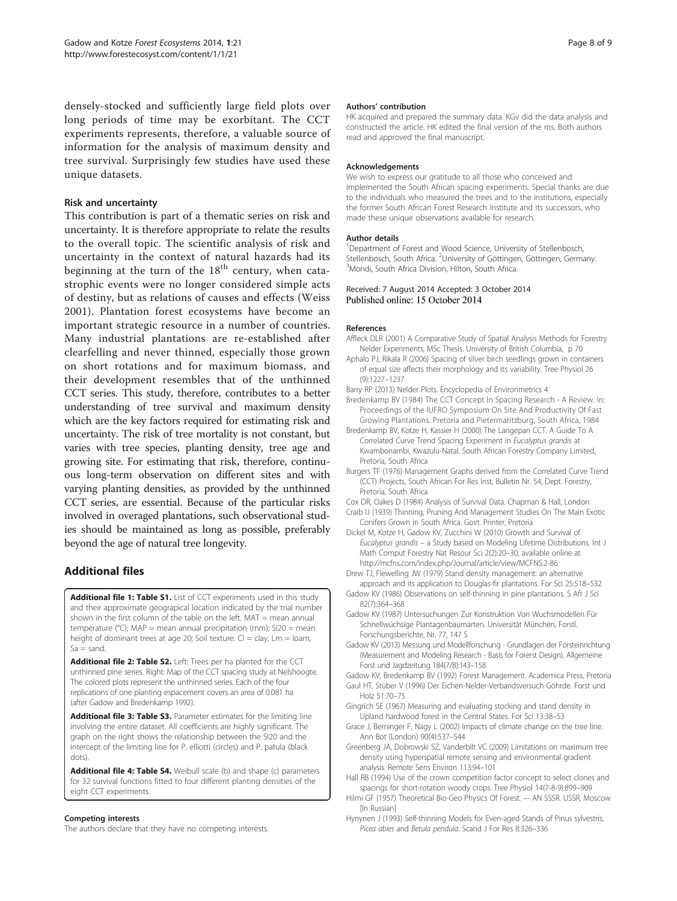densely-stocked and sufficiently large field plots over long periods of time may be exorbitant. The CCT experiments represents, therefore, a valuable source of information for the analysis of maximum density and tree survival. Surprisingly few studies have used these unique datasets.

### Risk and uncertainty

This contribution is part of a thematic series on risk and uncertainty. It is therefore appropriate to relate the results to the overall topic. The scientific analysis of risk and uncertainty in the context of natural hazards had its beginning at the turn of the 18th century, when catastrophic events were no longer considered simple acts of destiny, but as relations of causes and effects (Weiss 2001). Plantation forest ecosystems have become an important strategic resource in a number of countries. Many industrial plantations are re-established after clearfelling and never thinned, especially those grown on short rotations and for maximum biomass, and their development resembles that of the unthinned CCT series. This study, therefore, contributes to a better understanding of tree survival and maximum density which are the key factors required for estimating risk and uncertainty. The risk of tree mortality is not constant, but varies with tree species, planting density, tree age and growing site. For estimating that risk, therefore, continuous long-term observation on different sites and with varying planting densities, as provided by the unthinned CCT series, are essential. Because of the particular risks involved in overaged plantations, such observational studies should be maintained as long as possible, preferably beyond the age of natural tree longevity.

## Additional files

**Additional file 1: Table S1.** List of CCT experiments used in this study and their approximate geograpical location indicated by the trial number shown in the first column of the table on the left. MAT = mean annual temperature (°C); MAP = mean annual precipitation (mm); SI20 = mean height of dominant trees at age 20; Soil texture: Cl = clay, Lm = loam, Sa = sand.

**Additional file 2: Table S2.** Left: Trees per ha planted for the CCT unthinned pine series. Right: Map of the CCT spacing study at Nelshoogte. The colored plots represent the unthinned series. Each of the four replications of one planting espacement covers an area of 0.081 ha (after Gadow and Bredenkamp 1992).

**Additional file 3: Table S3.** Parameter estimates for the limiting line involving the entire dataset. All coefficients are highly significant. The graph on the right shows the relationship between the SI20 and the intercept of the limiting line for P. elliotti (circles) and P. patula (black dots).

**Additional file 4: Table S4.** Weibull scale (b) and shape (c) parameters for 32 survival functions fitted to four different planting densities of the eight CCT experiments.

#### Competing interests
The authors declare that they have no competing interests.

#### Authors' contribution
HK acquired and prepared the summary data. KGv did the data analysis and constructed the article. HK edited the final version of the ms. Both authors read and approved the final manuscript.

#### Acknowledgements
We wish to express our gratitude to all those who conceived and implemented the South African spacing experiments. Special thanks are due to the individuals who measured the trees and to the institutions, especially the former South African Forest Research Institute and its successors, who made these unique observations available for research.

#### Author details
[1]Department of Forest and Wood Science, University of Stellenbosch, Stellenbosch, South Africa. [2]University of Göttingen, Göttingen, Germany. [3]Mondi, South Africa Division, Hilton, South Africa.

Received: 7 August 2014 Accepted: 3 October 2014
Published online: 15 October 2014

#### References

Affleck DLR (2001) A Comparative Study of Spatial Analysis Methods for Forestry Nelder Experiments, MSc Thesis. University of British Columbia, p 70

Aphalo PJ, Rikala R (2006) Spacing of silver birch seedlings grown in containers of equal size affects their morphology and its variability. Tree Physiol 26 (9):1227–1237

Barry RP (2013) Nelder Plots. Encyclopedia of Environmetrics 4

Bredenkamp BV (1984) The CCT Concept In Spacing Research - A Review. In: Proceedings of the IUFRO Symposium On Site And Productivity Of Fast Growing Plantations. Pretoria and Pietermaritzburg, South Africa, 1984

Bredenkamp BV, Kotze H, Kassier H (2000) The Langepan CCT. A Guide To A Correlated Curve Trend Spacing Experiment in *Eucalyptus grandis* at Kwambonambi, Kwazulu-Natal. South African Forestry Company Limited, Pretoria, South Africa

Burgers TF (1976) Management Graphs derived from the Correlated Curve Trend (CCT) Projects, South African For Res Inst, Bulletin Nr. 54, Dept. Forestry, Pretoria, South Africa

Cox DR, Oakes D (1984) Analysis of Survival Data. Chapman & Hall, London

Craib IJ (1939) Thinning, Pruning And Management Studies On The Main Exotic Conifers Grown in South Africa. Govt. Printer, Pretoria

Dickel M, Kotze H, Gadow KV, Zucchini W (2010) Growth and Survival of *Eucalyptus grandis* – a Study based on Modeling Lifetime Distributions. Int J Math Comput Forestry Nat Resour Sci 2(2):20–30, available online at http://mcfns.com/index.php/Journal/article/view/MCFNS.2-86

Drew TJ, Flewelling JW (1979) Stand density management: an alternative approach and its application to Douglas-fir plantations. For Sci 25:518–532

Gadow KV (1986) Observations on self-thinning in pine plantations. S Afr J Sci 82(7):364–368

Gadow KV (1987) Untersuchungen Zur Konstruktion Von Wuchsmodellen Für Schnellwüchsige Plantagenbaumarten. Universität München, Forstl. Forschungsberichte, Nr. 77, 147 S

Gadow KV (2013) Messung und Modellforschung - Grundlagen der Forsteinrichtung (Measurement and Modeling Research - Basis for Forest Design). Allgemeine Forst und Jagdzeitung 184(7/8):143–158

Gadow KV, Bredenkamp BV (1992) Forest Management. Academica Press, Pretoria

Gaul HT, Stüber V (1996) Der Eichen-Nelder-Verbandsversuch Göhrde. Forst und Holz 51:70–75

Gingrich SE (1967) Measuring and evaluating stocking and stand density in Upland hardwood forest in the Central States. For Sci 13:38–53

Grace J, Beringer F, Nagy L (2002) Impacts of climate change on the tree line. Ann Bot (London) 90(4):537–544

Greenberg JA, Dobrowski SZ, Vanderbilt VC (2009) Limitations on maximum tree density using hyperspatial remote sensing and environmental gradient analysis. Remote Sens Environ 113:94–101

Hall RB (1994) Use of the crown competition factor concept to select clones and spacings for short-rotation woody crops. Tree Physiol 14(7-8-9):899–909

Hilmi GF (1957) Theoretical Bio-Geo Physics Of Forest. –- AN SSSR. USSR, Moscow [In Russian]

Hynynen J (1993) Self-thinning Models for Even-aged Stands of Pinus sylvestris, *Picea abies* and *Betula pendula*. Scand J For Res 8:326–336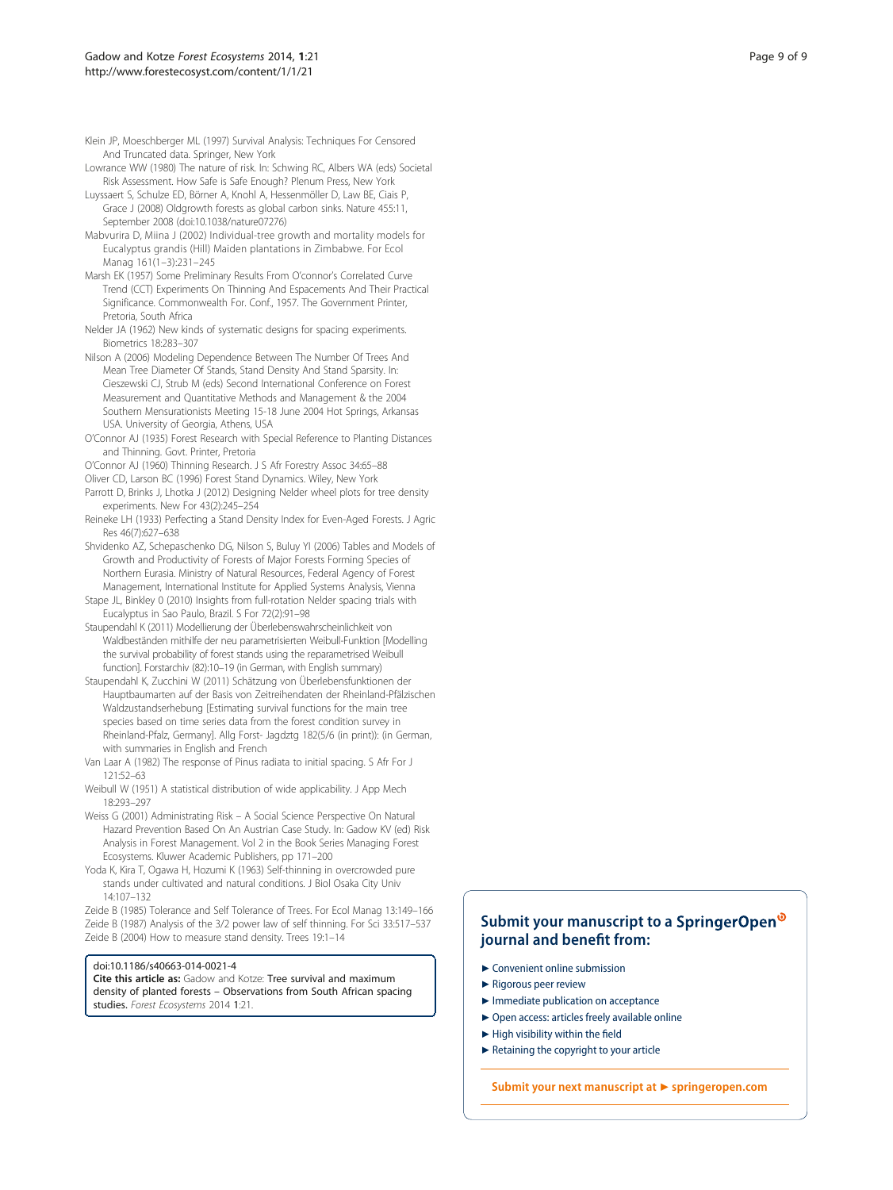Klein JP, Moeschberger ML (1997) Survival Analysis: Techniques For Censored And Truncated data. Springer, New York

Lowrance WW (1980) The nature of risk. In: Schwing RC, Albers WA (eds) Societal Risk Assessment. How Safe is Safe Enough? Plenum Press, New York

Luyssaert S, Schulze ED, Börner A, Knohl A, Hessenmöller D, Law BE, Ciais P, Grace J (2008) Oldgrowth forests as global carbon sinks. Nature 455:11, September 2008 (doi:10.1038/nature07276)

Mabvurira D, Miina J (2002) Individual-tree growth and mortality models for Eucalyptus grandis (Hill) Maiden plantations in Zimbabwe. For Ecol Manag 161(1–3):231–245

Marsh EK (1957) Some Preliminary Results From O'connor's Correlated Curve Trend (CCT) Experiments On Thinning And Espacements And Their Practical Significance. Commonwealth For. Conf., 1957. The Government Printer, Pretoria, South Africa

Nelder JA (1962) New kinds of systematic designs for spacing experiments. Biometrics 18:283–307

Nilson A (2006) Modeling Dependence Between The Number Of Trees And Mean Tree Diameter Of Stands, Stand Density And Stand Sparsity. In: Cieszewski CJ, Strub M (eds) Second International Conference on Forest Measurement and Quantitative Methods and Management & the 2004 Southern Mensurationists Meeting 15-18 June 2004 Hot Springs, Arkansas USA. University of Georgia, Athens, USA

O'Connor AJ (1935) Forest Research with Special Reference to Planting Distances and Thinning. Govt. Printer, Pretoria

O'Connor AJ (1960) Thinning Research. J S Afr Forestry Assoc 34:65–88

Oliver CD, Larson BC (1996) Forest Stand Dynamics. Wiley, New York

Parrott D, Brinks J, Lhotka J (2012) Designing Nelder wheel plots for tree density experiments. New For 43(2):245–254

Reineke LH (1933) Perfecting a Stand Density Index for Even-Aged Forests. J Agric Res 46(7):627–638

Shvidenko AZ, Schepaschenko DG, Nilson S, Buluy YI (2006) Tables and Models of Growth and Productivity of Forests of Major Forests Forming Species of Northern Eurasia. Ministry of Natural Resources, Federal Agency of Forest Management, International Institute for Applied Systems Analysis, Vienna

Stape JL, Binkley 0 (2010) Insights from full-rotation Nelder spacing trials with Eucalyptus in Sao Paulo, Brazil. S For 72(2):91–98

Staupendahl K (2011) Modellierung der Überlebenswahrscheinlichkeit von Waldbeständen mithilfe der neu parametrisierten Weibull-Funktion [Modelling the survival probability of forest stands using the reparametrised Weibull function]. Forstarchiv (82):10–19 (in German, with English summary)

Staupendahl K, Zucchini W (2011) Schätzung von Überlebensfunktionen der Hauptbaumarten auf der Basis von Zeitreihendaten der Rheinland-Pfälzischen Waldzustandserhebung [Estimating survival functions for the main tree species based on time series data from the forest condition survey in Rheinland-Pfalz, Germany]. Allg Forst- Jagdztg 182(5/6 (in print)): (in German, with summaries in English and French

Van Laar A (1982) The response of Pinus radiata to initial spacing. S Afr For J 121:52–63

Weibull W (1951) A statistical distribution of wide applicability. J App Mech 18:293–297

Weiss G (2001) Administrating Risk – A Social Science Perspective On Natural Hazard Prevention Based On An Austrian Case Study. In: Gadow KV (ed) Risk Analysis in Forest Management. Vol 2 in the Book Series Managing Forest Ecosystems. Kluwer Academic Publishers, pp 171–200

Yoda K, Kira T, Ogawa H, Hozumi K (1963) Self-thinning in overcrowded pure stands under cultivated and natural conditions. J Biol Osaka City Univ 14:107–132

Zeide B (1985) Tolerance and Self Tolerance of Trees. For Ecol Manag 13:149–166

Zeide B (1987) Analysis of the 3/2 power law of self thinning. For Sci 33:517–537

Zeide B (2004) How to measure stand density. Trees 19:1–14

doi:10.1186/s40663-014-0021-4

**Cite this article as:** Gadow and Kotze: Tree survival and maximum density of planted forests – Observations from South African spacing studies. *Forest Ecosystems* 2014 **1**:21.

**Submit your manuscript to a SpringerOpen journal and benefit from:**

- ► Convenient online submission
- ► Rigorous peer review
- ► Immediate publication on acceptance
- ► Open access: articles freely available online
- ► High visibility within the field
- ► Retaining the copyright to your article

**Submit your next manuscript at ► springeropen.com**